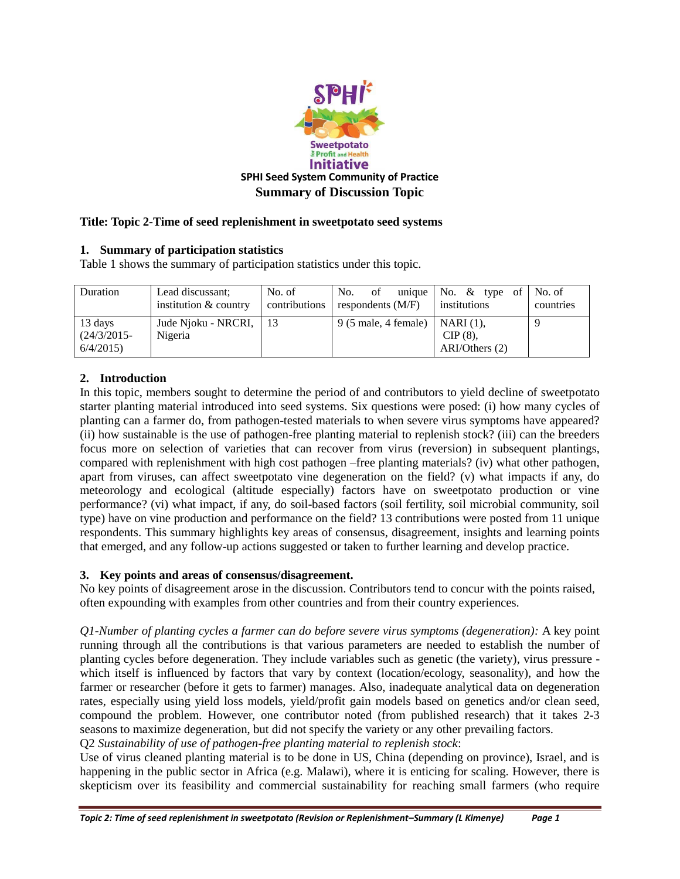**SPHI Seed System Community of Practice**

**Summary of Discussion Topic**

**Title: Topic 2-Time of seed replenishment in sweetpotato seed systems**

## 1. Summary of participation statistics

Table 1 shows the summary of participation statistics under this topic.

| Duration | Lead discussant; institution & country | No. of contributions | No. of unique respondents (M/F) | No. & type of institutions | No. of countries |
|---|---|---|---|---|---|
| 13 days (24/3/2015-6/4/2015) | Jude Njoku - NRCRI, Nigeria | 13 | 9 (5 male, 4 female) | NARI (1), CIP (8), ARI/Others (2) | 9 |

## 2. Introduction

In this topic, members sought to determine the period of and contributors to yield decline of sweetpotato starter planting material introduced into seed systems. Six questions were posed: (i) how many cycles of planting can a farmer do, from pathogen-tested materials to when severe virus symptoms have appeared? (ii) how sustainable is the use of pathogen-free planting material to replenish stock? (iii) can the breeders focus more on selection of varieties that can recover from virus (reversion) in subsequent plantings, compared with replenishment with high cost pathogen –free planting materials? (iv) what other pathogen, apart from viruses, can affect sweetpotato vine degeneration on the field? (v) what impacts if any, do meteorology and ecological (altitude especially) factors have on sweetpotato production or vine performance? (vi) what impact, if any, do soil-based factors (soil fertility, soil microbial community, soil type) have on vine production and performance on the field? 13 contributions were posted from 11 unique respondents. This summary highlights key areas of consensus, disagreement, insights and learning points that emerged, and any follow-up actions suggested or taken to further learning and develop practice.

## 3. Key points and areas of consensus/disagreement.

No key points of disagreement arose in the discussion. Contributors tend to concur with the points raised, often expounding with examples from other countries and from their country experiences.

*Q1-Number of planting cycles a farmer can do before severe virus symptoms (degeneration):* A key point running through all the contributions is that various parameters are needed to establish the number of planting cycles before degeneration. They include variables such as genetic (the variety), virus pressure - which itself is influenced by factors that vary by context (location/ecology, seasonality), and how the farmer or researcher (before it gets to farmer) manages. Also, inadequate analytical data on degeneration rates, especially using yield loss models, yield/profit gain models based on genetics and/or clean seed, compound the problem. However, one contributor noted (from published research) that it takes 2-3 seasons to maximize degeneration, but did not specify the variety or any other prevailing factors.

Q2 *Sustainability of use of pathogen-free planting material to replenish stock*:

Use of virus cleaned planting material is to be done in US, China (depending on province), Israel, and is happening in the public sector in Africa (e.g. Malawi), where it is enticing for scaling. However, there is skepticism over its feasibility and commercial sustainability for reaching small farmers (who require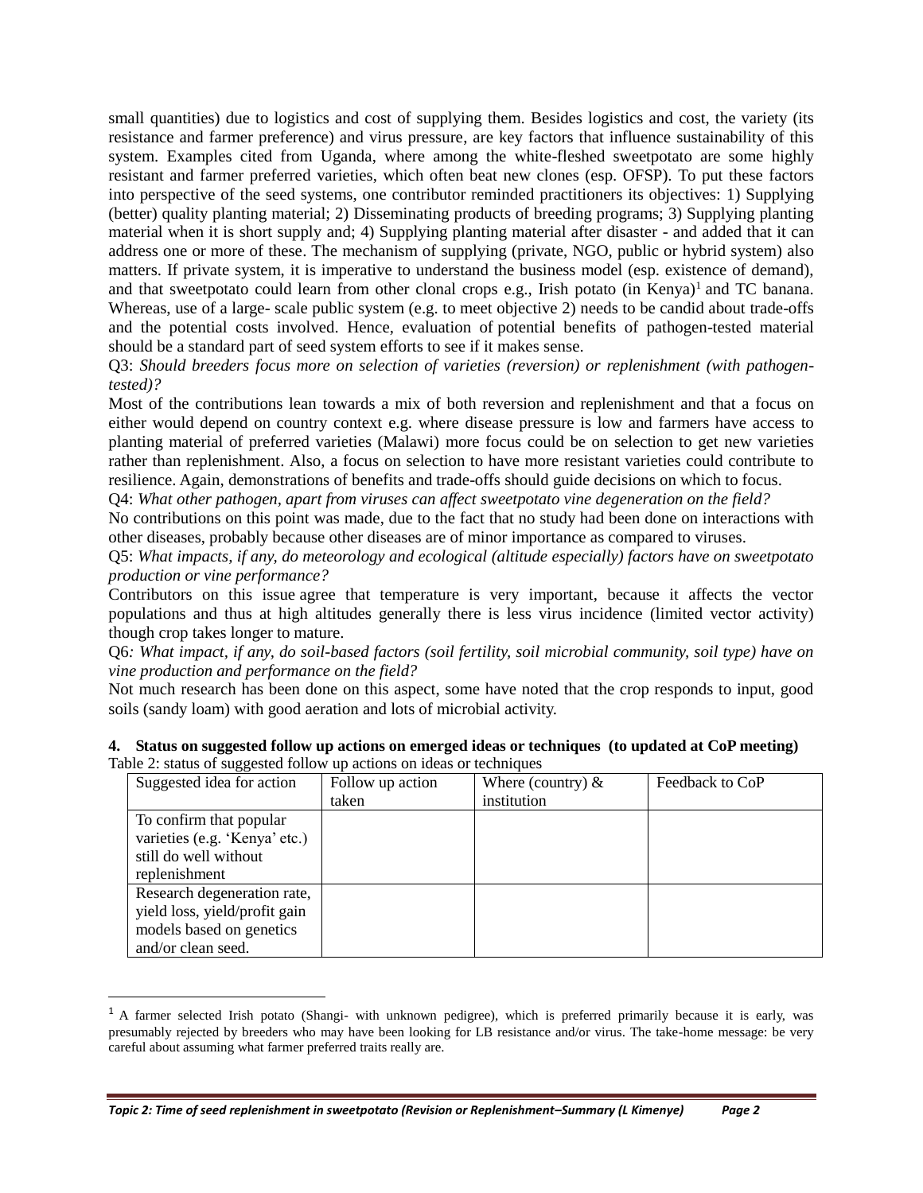small quantities) due to logistics and cost of supplying them. Besides logistics and cost, the variety (its resistance and farmer preference) and virus pressure, are key factors that influence sustainability of this system. Examples cited from Uganda, where among the white-fleshed sweetpotato are some highly resistant and farmer preferred varieties, which often beat new clones (esp. OFSP). To put these factors into perspective of the seed systems, one contributor reminded practitioners its objectives: 1) Supplying (better) quality planting material; 2) Disseminating products of breeding programs; 3) Supplying planting material when it is short supply and; 4) Supplying planting material after disaster - and added that it can address one or more of these. The mechanism of supplying (private, NGO, public or hybrid system) also matters. If private system, it is imperative to understand the business model (esp. existence of demand), and that sweetpotato could learn from other clonal crops e.g., Irish potato (in Kenya)[1] and TC banana. Whereas, use of a large- scale public system (e.g. to meet objective 2) needs to be candid about trade-offs and the potential costs involved. Hence, evaluation of potential benefits of pathogen-tested material should be a standard part of seed system efforts to see if it makes sense.

Q3: *Should breeders focus more on selection of varieties (reversion) or replenishment (with pathogen-tested)?*

Most of the contributions lean towards a mix of both reversion and replenishment and that a focus on either would depend on country context e.g. where disease pressure is low and farmers have access to planting material of preferred varieties (Malawi) more focus could be on selection to get new varieties rather than replenishment. Also, a focus on selection to have more resistant varieties could contribute to resilience. Again, demonstrations of benefits and trade-offs should guide decisions on which to focus.

Q4: *What other pathogen, apart from viruses can affect sweetpotato vine degeneration on the field?*

No contributions on this point was made, due to the fact that no study had been done on interactions with other diseases, probably because other diseases are of minor importance as compared to viruses.

Q5: *What impacts, if any, do meteorology and ecological (altitude especially) factors have on sweetpotato production or vine performance?*

Contributors on this issue agree that temperature is very important, because it affects the vector populations and thus at high altitudes generally there is less virus incidence (limited vector activity) though crop takes longer to mature.

Q6*: What impact, if any, do soil-based factors (soil fertility, soil microbial community, soil type) have on vine production and performance on the field?*

Not much research has been done on this aspect, some have noted that the crop responds to input, good soils (sandy loam) with good aeration and lots of microbial activity.

**4. Status on suggested follow up actions on emerged ideas or techniques (to updated at CoP meeting)**

Table 2: status of suggested follow up actions on ideas or techniques

| Suggested idea for action | Follow up action taken | Where (country) & institution | Feedback to CoP |
|---|---|---|---|
| To confirm that popular varieties (e.g. 'Kenya' etc.) still do well without replenishment | | | |
| Research degeneration rate, yield loss, yield/profit gain models based on genetics and/or clean seed. | | | |

[1] A farmer selected Irish potato (Shangi- with unknown pedigree), which is preferred primarily because it is early, was presumably rejected by breeders who may have been looking for LB resistance and/or virus. The take-home message: be very careful about assuming what farmer preferred traits really are.